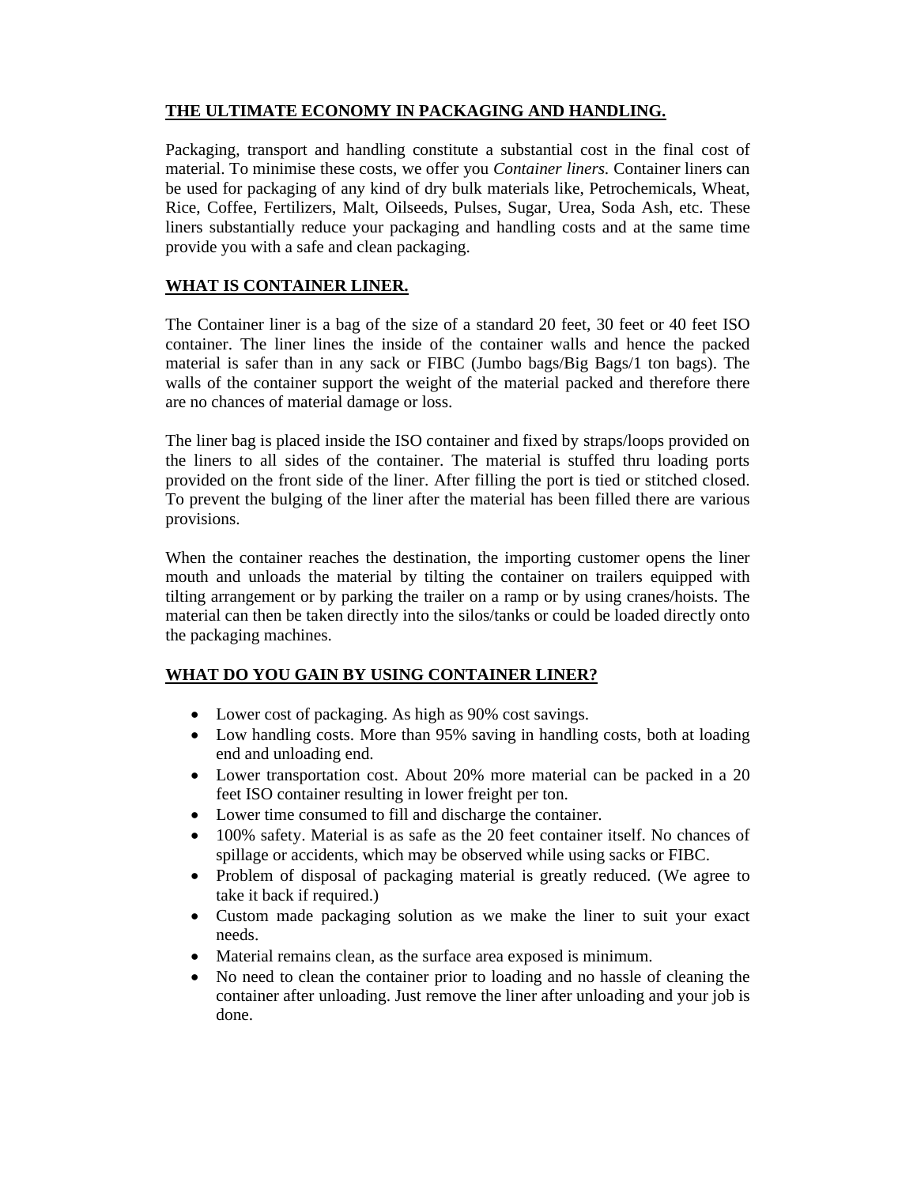## THE ULTIMATE ECONOMY IN PACKAGING AND HANDLING.

Packaging, transport and handling constitute a substantial cost in the final cost of material. To minimise these costs, we offer you *Container liners*. Container liners can be used for packaging of any kind of dry bulk materials like, Petrochemicals, Wheat, Rice, Coffee, Fertilizers, Malt, Oilseeds, Pulses, Sugar, Urea, Soda Ash, etc. These liners substantially reduce your packaging and handling costs and at the same time provide you with a safe and clean packaging.

## WHAT IS CONTAINER LINER.

The Container liner is a bag of the size of a standard 20 feet, 30 feet or 40 feet ISO container. The liner lines the inside of the container walls and hence the packed material is safer than in any sack or FIBC (Jumbo bags/Big Bags/1 ton bags). The walls of the container support the weight of the material packed and therefore there are no chances of material damage or loss.

The liner bag is placed inside the ISO container and fixed by straps/loops provided on the liners to all sides of the container. The material is stuffed thru loading ports provided on the front side of the liner. After filling the port is tied or stitched closed. To prevent the bulging of the liner after the material has been filled there are various provisions.

When the container reaches the destination, the importing customer opens the liner mouth and unloads the material by tilting the container on trailers equipped with tilting arrangement or by parking the trailer on a ramp or by using cranes/hoists. The material can then be taken directly into the silos/tanks or could be loaded directly onto the packaging machines.

## WHAT DO YOU GAIN BY USING CONTAINER LINER?

- Lower cost of packaging. As high as 90% cost savings.
- Low handling costs. More than 95% saving in handling costs, both at loading end and unloading end.
- Lower transportation cost. About 20% more material can be packed in a 20 feet ISO container resulting in lower freight per ton.
- Lower time consumed to fill and discharge the container.
- 100% safety. Material is as safe as the 20 feet container itself. No chances of spillage or accidents, which may be observed while using sacks or FIBC.
- Problem of disposal of packaging material is greatly reduced. (We agree to take it back if required.)
- Custom made packaging solution as we make the liner to suit your exact needs.
- Material remains clean, as the surface area exposed is minimum.
- No need to clean the container prior to loading and no hassle of cleaning the container after unloading. Just remove the liner after unloading and your job is done.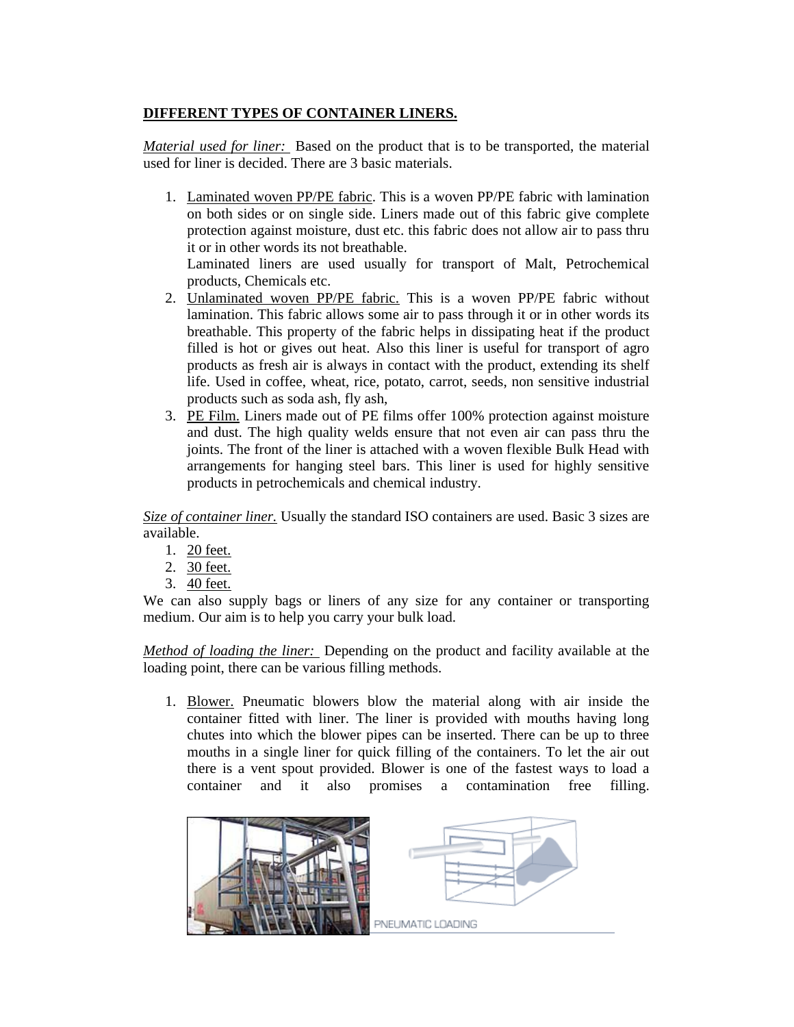**DIFFERENT TYPES OF CONTAINER LINERS.**

*Material used for liner:* Based on the product that is to be transported, the material used for liner is decided. There are 3 basic materials.

1. Laminated woven PP/PE fabric. This is a woven PP/PE fabric with lamination on both sides or on single side. Liners made out of this fabric give complete protection against moisture, dust etc. this fabric does not allow air to pass thru it or in other words its not breathable.
   Laminated liners are used usually for transport of Malt, Petrochemical products, Chemicals etc.
2. Unlaminated woven PP/PE fabric. This is a woven PP/PE fabric without lamination. This fabric allows some air to pass through it or in other words its breathable. This property of the fabric helps in dissipating heat if the product filled is hot or gives out heat. Also this liner is useful for transport of agro products as fresh air is always in contact with the product, extending its shelf life. Used in coffee, wheat, rice, potato, carrot, seeds, non sensitive industrial products such as soda ash, fly ash,
3. PE Film. Liners made out of PE films offer 100% protection against moisture and dust. The high quality welds ensure that not even air can pass thru the joints. The front of the liner is attached with a woven flexible Bulk Head with arrangements for hanging steel bars. This liner is used for highly sensitive products in petrochemicals and chemical industry.

*Size of container liner.* Usually the standard ISO containers are used. Basic 3 sizes are available.

1. 20 feet.
2. 30 feet.
3. 40 feet.

We can also supply bags or liners of any size for any container or transporting medium. Our aim is to help you carry your bulk load.

*Method of loading the liner:* Depending on the product and facility available at the loading point, there can be various filling methods.

1. Blower. Pneumatic blowers blow the material along with air inside the container fitted with liner. The liner is provided with mouths having long chutes into which the blower pipes can be inserted. There can be up to three mouths in a single liner for quick filling of the containers. To let the air out there is a vent spout provided. Blower is one of the fastest ways to load a container and it also promises a contamination free filling.

PNEUMATIC LOADING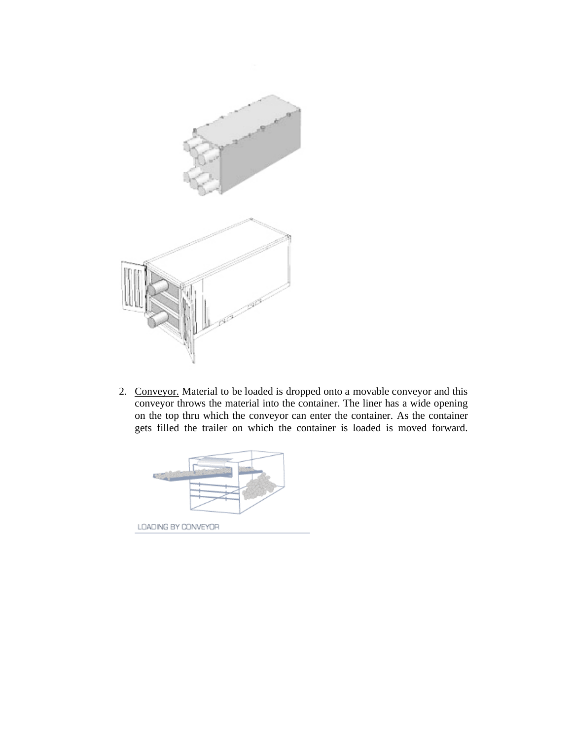2. Conveyor. Material to be loaded is dropped onto a movable conveyor and this conveyor throws the material into the container. The liner has a wide opening on the top thru which the conveyor can enter the container. As the container gets filled the trailer on which the container is loaded is moved forward.

LOADING BY CONVEYOR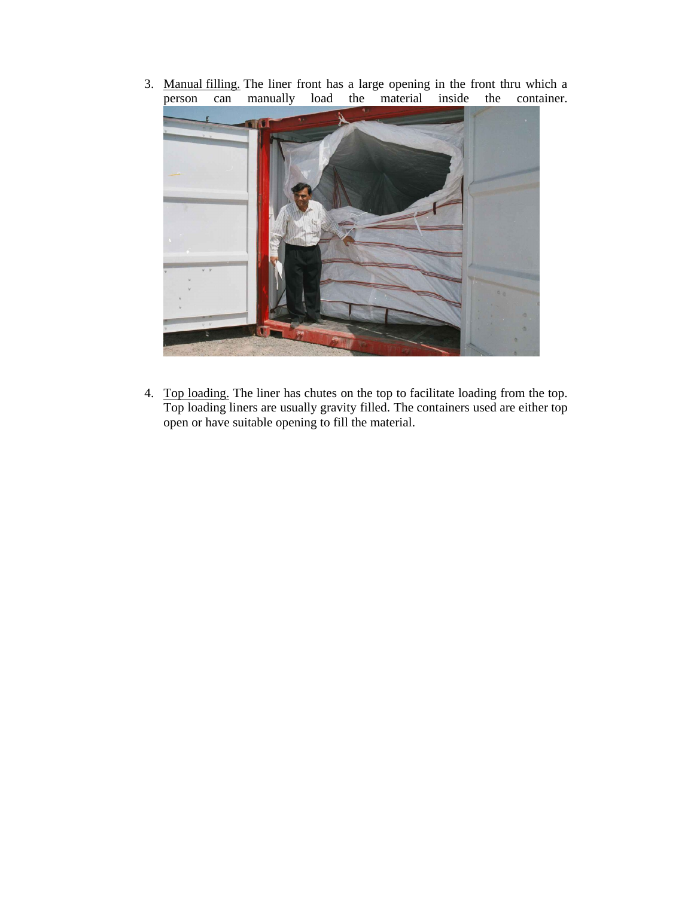3. <u>Manual filling.</u> The liner front has a large opening in the front thru which a person can manually load the material inside the container.

4. <u>Top loading.</u> The liner has chutes on the top to facilitate loading from the top. Top loading liners are usually gravity filled. The containers used are either top open or have suitable opening to fill the material.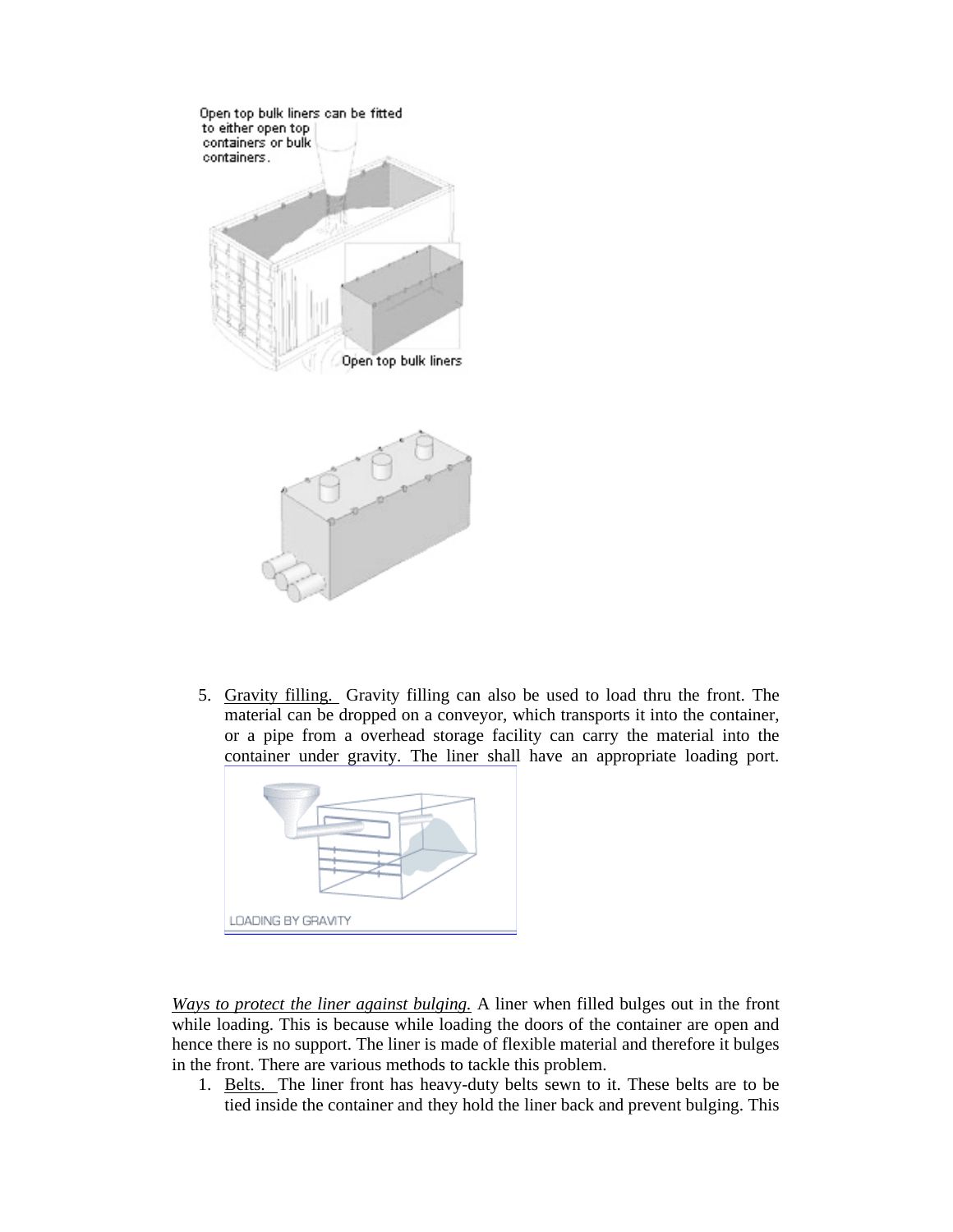5. Gravity filling. Gravity filling can also be used to load thru the front. The material can be dropped on a conveyor, which transports it into the container, or a pipe from a overhead storage facility can carry the material into the container under gravity. The liner shall have an appropriate loading port.

*Ways to protect the liner against bulging.* A liner when filled bulges out in the front while loading. This is because while loading the doors of the container are open and hence there is no support. The liner is made of flexible material and therefore it bulges in the front. There are various methods to tackle this problem.

1. Belts. The liner front has heavy-duty belts sewn to it. These belts are to be tied inside the container and they hold the liner back and prevent bulging. This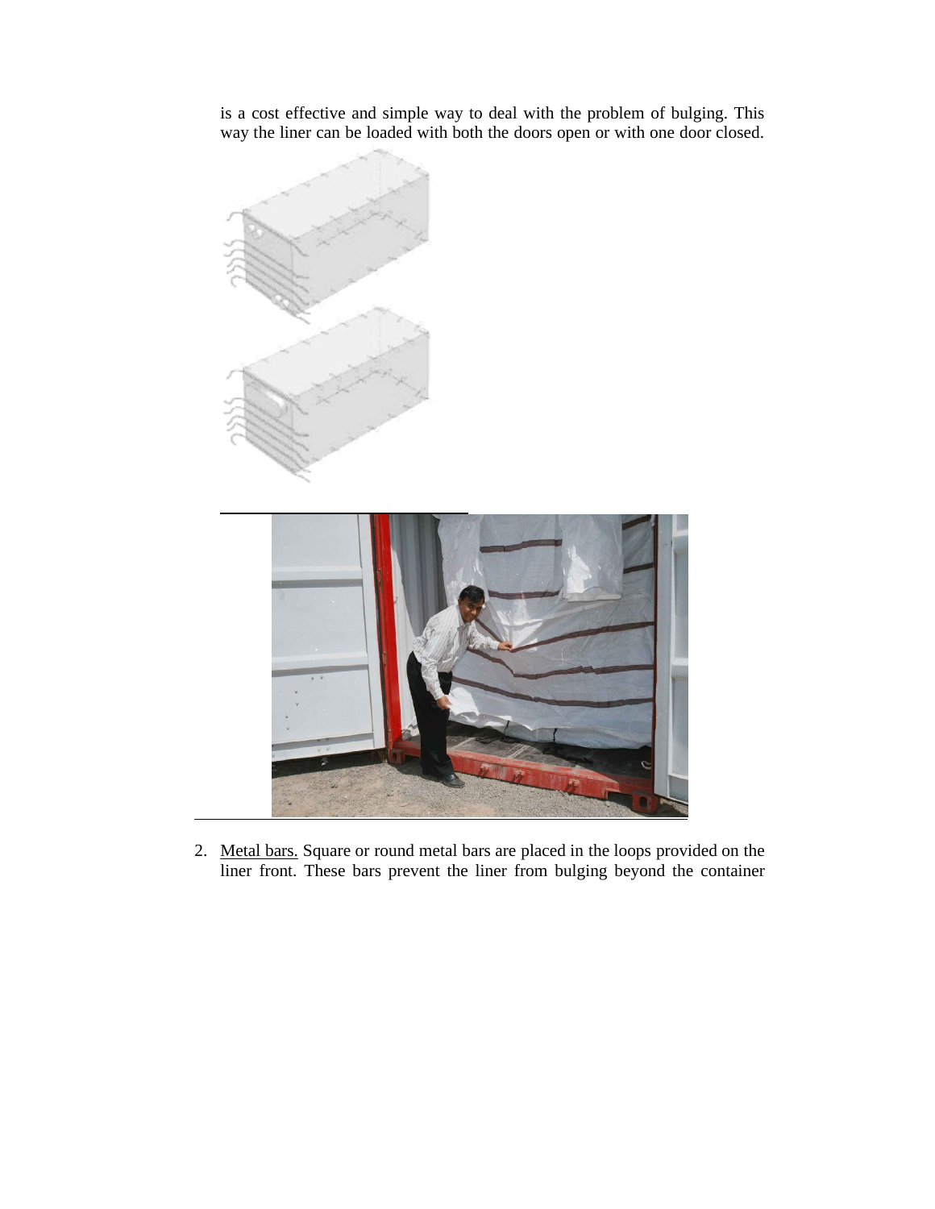is a cost effective and simple way to deal with the problem of bulging. This way the liner can be loaded with both the doors open or with one door closed.

2. Metal bars. Square or round metal bars are placed in the loops provided on the liner front. These bars prevent the liner from bulging beyond the container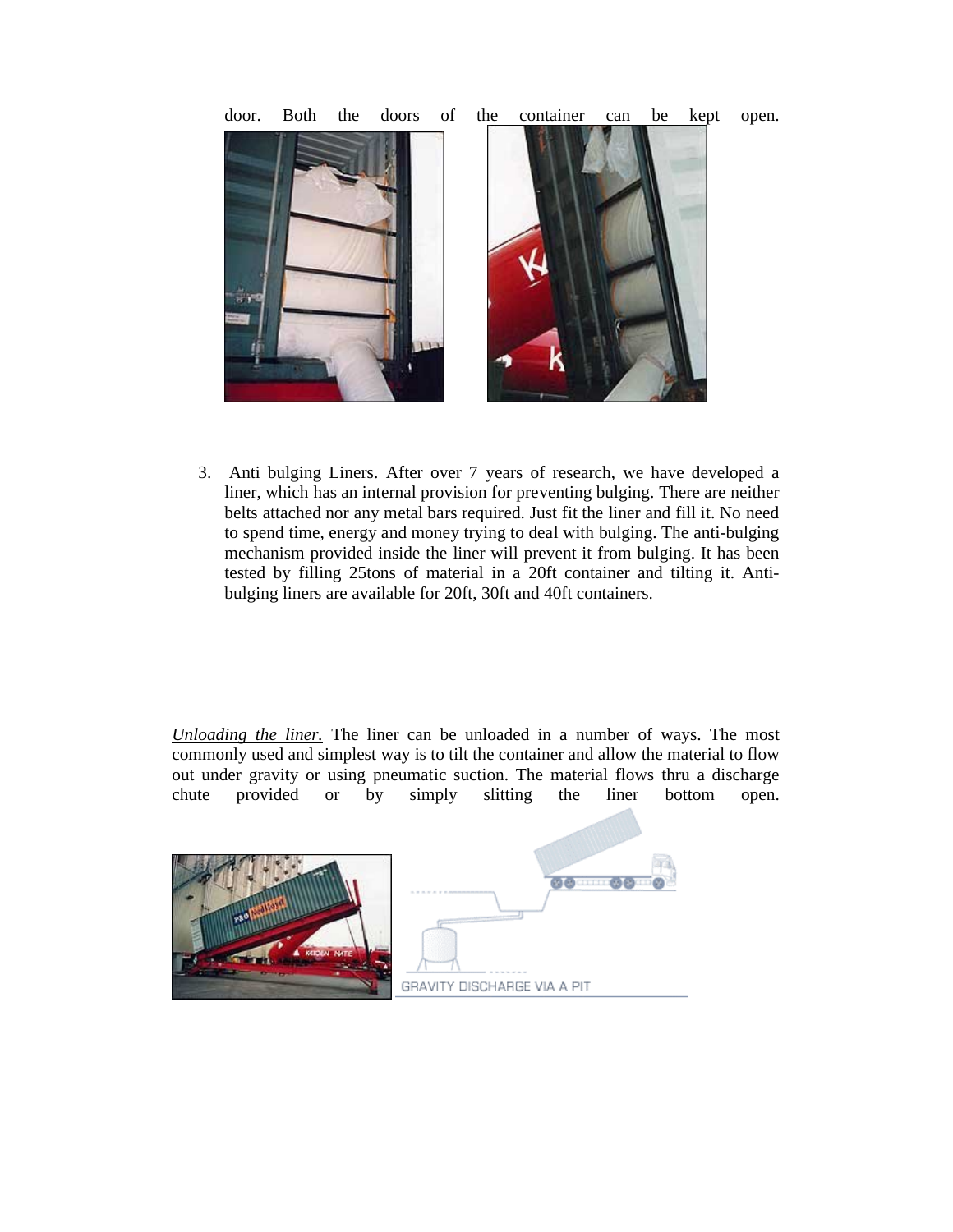door. Both the doors of the container can be kept open.

3. Anti bulging Liners. After over 7 years of research, we have developed a liner, which has an internal provision for preventing bulging. There are neither belts attached nor any metal bars required. Just fit the liner and fill it. No need to spend time, energy and money trying to deal with bulging. The anti-bulging mechanism provided inside the liner will prevent it from bulging. It has been tested by filling 25tons of material in a 20ft container and tilting it. Anti-bulging liners are available for 20ft, 30ft and 40ft containers.

*Unloading the liner.* The liner can be unloaded in a number of ways. The most commonly used and simplest way is to tilt the container and allow the material to flow out under gravity or using pneumatic suction. The material flows thru a discharge chute provided or by simply slitting the liner bottom open.

GRAVITY DISCHARGE VIA A PIT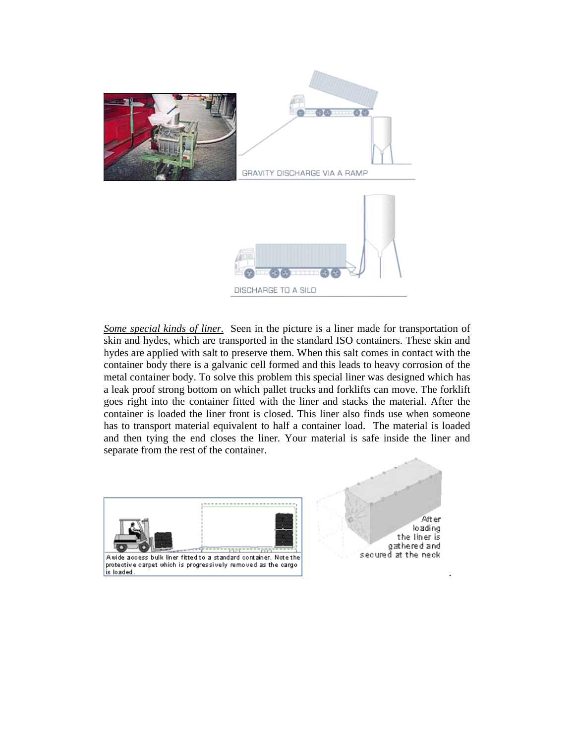GRAVITY DISCHARGE VIA A RAMP

DISCHARGE TO A SILO

*Some special kinds of liner.* Seen in the picture is a liner made for transportation of skin and hydes, which are transported in the standard ISO containers. These skin and hydes are applied with salt to preserve them. When this salt comes in contact with the container body there is a galvanic cell formed and this leads to heavy corrosion of the metal container body. To solve this problem this special liner was designed which has a leak proof strong bottom on which pallet trucks and forklifts can move. The forklift goes right into the container fitted with the liner and stacks the material. After the container is loaded the liner front is closed. This liner also finds use when someone has to transport material equivalent to half a container load. The material is loaded and then tying the end closes the liner. Your material is safe inside the liner and separate from the rest of the container.

A wide access bulk liner fitted to a standard container. Note the protective carpet which is progressively removed as the cargo is loaded.

After loading the liner is gathered and secured at the neck